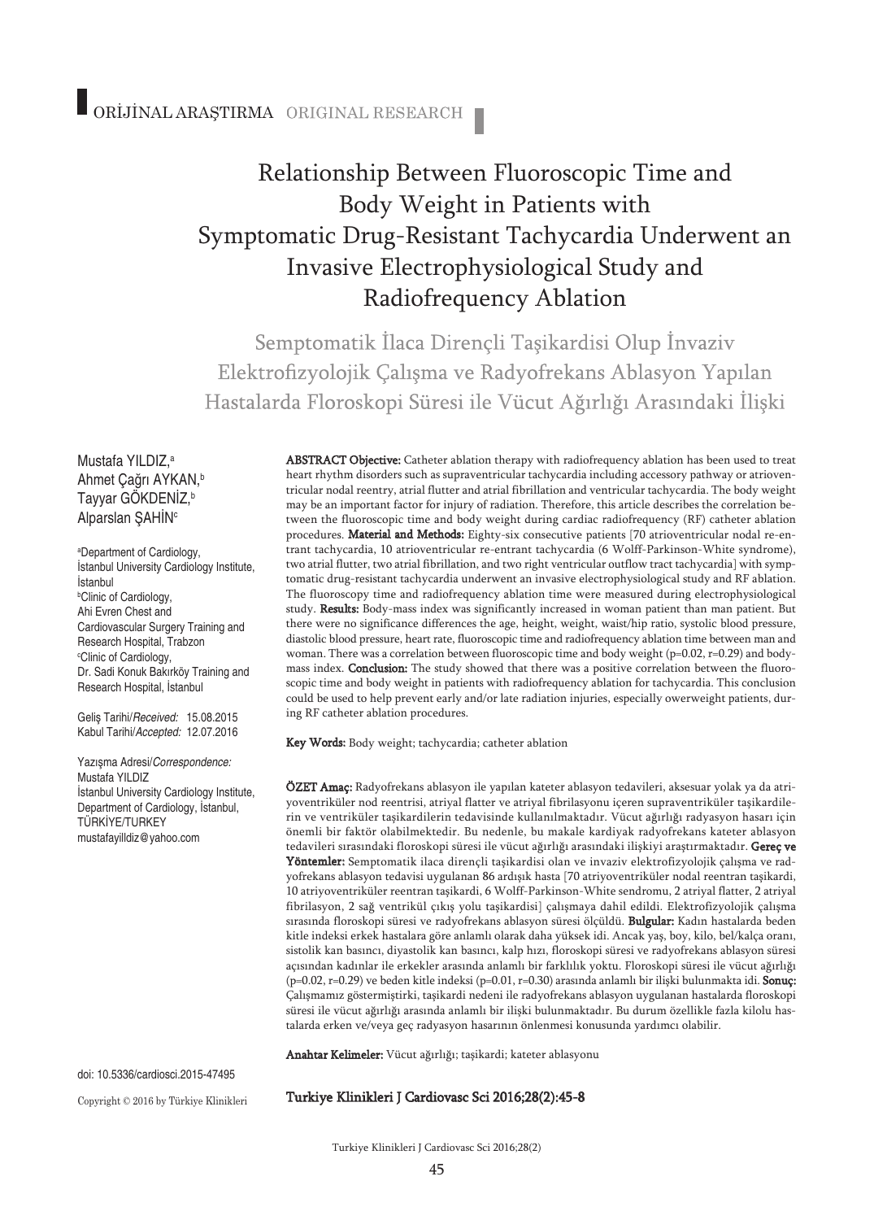ORİJİNAL ARAŞTIRMA ORIGINAL RESEARCH

# Relationship Between Fluoroscopic Time and Body Weight in Patients with Symptomatic Drug-Resistant Tachycardia Underwent an Invasive Electrophysiological Study and Radiofrequency Ablation

## Semptomatik İlaca Dirençli Taşikardisi Olup İnvaziv Elektrofizyolojik Çalışma ve Radyofrekans Ablasyon Yapılan Hastalarda Floroskopi Süresi ile Vücut Ağırlığı Arasındaki İlişki

Mustafa YILDIZ,[a]
Ahmet Çağrı AYKAN,[b]
Tayyar GÖKDENİZ,[b]
Alparslan ŞAHİN[c]

[a]Department of Cardiology, İstanbul University Cardiology Institute, İstanbul
[b]Clinic of Cardiology, Ahi Evren Chest and Cardiovascular Surgery Training and Research Hospital, Trabzon
[c]Clinic of Cardiology, Dr. Sadi Konuk Bakırköy Training and Research Hospital, İstanbul

Geliş Tarihi/*Received:* 15.08.2015
Kabul Tarihi/*Accepted:* 12.07.2016

Yazışma Adresi/*Correspondence:*
Mustafa YILDIZ
İstanbul University Cardiology Institute, Department of Cardiology, İstanbul, TÜRKİYE/TURKEY
mustafayilldiz@yahoo.com

**ABSTRACT Objective:** Catheter ablation therapy with radiofrequency ablation has been used to treat heart rhythm disorders such as supraventricular tachycardia including accessory pathway or atrioventricular nodal reentry, atrial flutter and atrial fibrillation and ventricular tachycardia. The body weight may be an important factor for injury of radiation. Therefore, this article describes the correlation between the fluoroscopic time and body weight during cardiac radiofrequency (RF) catheter ablation procedures. **Material and Methods:** Eighty-six consecutive patients [70 atrioventricular nodal re-entrant tachycardia, 10 atrioventricular re-entrant tachycardia (6 Wolff-Parkinson-White syndrome), two atrial flutter, two atrial fibrillation, and two right ventricular outflow tract tachycardia] with symptomatic drug-resistant tachycardia underwent an invasive electrophysiological study and RF ablation. The fluoroscopy time and radiofrequency ablation time were measured during electrophysiological study. **Results:** Body-mass index was significantly increased in woman patient than man patient. But there were no significance differences the age, height, weight, waist/hip ratio, systolic blood pressure, diastolic blood pressure, heart rate, fluoroscopic time and radiofrequency ablation time between man and woman. There was a correlation between fluoroscopic time and body weight ($p=0.02$, $r=0.29$) and body-mass index. **Conclusion:** The study showed that there was a positive correlation between the fluoroscopic time and body weight in patients with radiofrequency ablation for tachycardia. This conclusion could be used to help prevent early and/or late radiation injuries, especially overweight patients, during RF catheter ablation procedures.

**Key Words:** Body weight; tachycardia; catheter ablation

**ÖZET Amaç:** Radyofrekans ablasyon ile yapılan kateter ablasyon tedavileri, aksesuar yolak ya da atriyoventriküler nod reentrisi, atriyal flatter ve atriyal fibrilasyonu içeren supraventriküler taşikardilerin ve ventriküler taşikardilerin tedavisinde kullanılmaktadır. Vücut ağırlığı radyasyon hasarı için önemli bir faktör olabilmektedir. Bu nedenle, bu makale kardiyak radyofrekans kateter ablasyon tedavileri sırasındaki floroskopi süresi ile vücut ağırlığı arasındaki ilişkiyi araştırmaktadır. **Gereç ve Yöntemler:** Semptomatik ilaca dirençli taşikardisi olan ve invaziv elektrofizyolojik çalışma ve radyofrekans ablasyon tedavisi uygulanan 86 ardışık hasta [70 atriyoventriküler nodal reentran taşikardi, 10 atriyoventriküler reentran taşikardi, 6 Wolff-Parkinson-White sendromu, 2 atriyal flatter, 2 atriyal fibrilasyon, 2 sağ ventrikül çıkış yolu taşikardisi] çalışmaya dahil edildi. Elektrofizyolojik çalışma sırasında floroskopi süresi ve radyofrekans ablasyon süresi ölçüldü. **Bulgular:** Kadın hastalarda beden kitle indeksi erkek hastalara göre anlamlı olarak daha yüksek idi. Ancak yaş, boy, kilo, bel/kalça oranı, sistolik kan basıncı, diyastolik kan basıncı, kalp hızı, floroskopi süresi ve radyofrekans ablasyon süresi açısından kadınlar ile erkekler arasında anlamlı bir farklılık yoktu. Floroskopi süresi ile vücut ağırlığı ($p=0.02$, $r=0.29$) ve beden kitle indeksi ($p=0.01$, $r=0.30$) arasında anlamlı bir ilişki bulunmakta idi. **Sonuç:** Çalışmamız göstermiştirki, taşikardi nedeni ile radyofrekans ablasyon uygulanan hastalarda floroskopi süresi ile vücut ağırlığı arasında anlamlı bir ilişki bulunmaktadır. Bu durum özellikle fazla kilolu hastalarda erken ve/veya geç radyasyon hasarının önlenmesi konusunda yardımcı olabilir.

**Anahtar Kelimeler:** Vücut ağırlığı; taşikardi; kateter ablasyonu

doi: 10.5336/cardiosci.2015-47495

Copyright © 2016 by Türkiye Klinikleri

Turkiye Klinikleri J Cardiovasc Sci 2016;28(2):45-8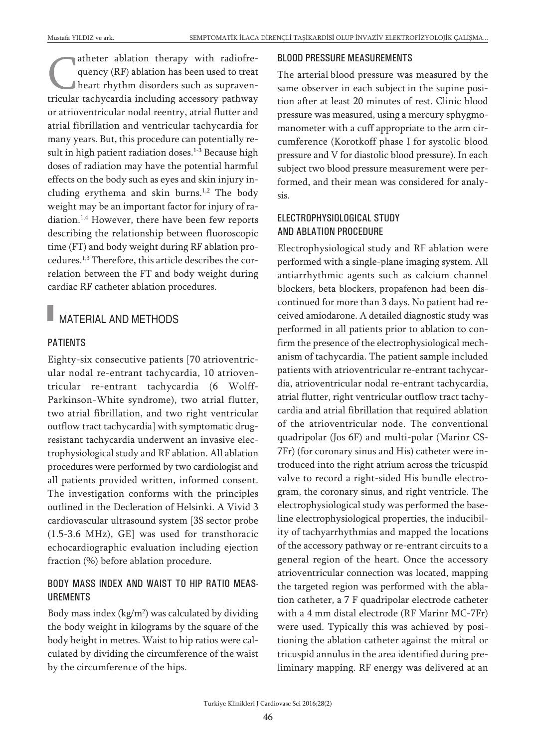Catheter ablation therapy with radiofrequency (RF) ablation has been used to treat heart rhythm disorders such as supraventricular tachycardia including accessory pathway or atrioventricular nodal reentry, atrial flutter and atrial fibrillation and ventricular tachycardia for many years. But, this procedure can potentially result in high patient radiation doses.[1-3] Because high doses of radiation may have the potential harmful effects on the body such as eyes and skin injury including erythema and skin burns.[1,2] The body weight may be an important factor for injury of radiation.[1,4] However, there have been few reports describing the relationship between fluoroscopic time (FT) and body weight during RF ablation procedures.[1,3] Therefore, this article describes the correlation between the FT and body weight during cardiac RF catheter ablation procedures.

## MATERIAL AND METHODS

### PATIENTS

Eighty-six consecutive patients [70 atrioventricular nodal re-entrant tachycardia, 10 atrioventricular re-entrant tachycardia (6 Wolff-Parkinson-White syndrome), two atrial flutter, two atrial fibrillation, and two right ventricular outflow tract tachycardia] with symptomatic drug-resistant tachycardia underwent an invasive electrophysiological study and RF ablation. All ablation procedures were performed by two cardiologist and all patients provided written, informed consent. The investigation conforms with the principles outlined in the Decleration of Helsinki. A Vivid 3 cardiovascular ultrasound system [3S sector probe (1.5-3.6 MHz), GE] was used for transthoracic echocardiographic evaluation including ejection fraction (%) before ablation procedure.

### BODY MASS INDEX AND WAIST TO HIP RATIO MEASUREMENTS

Body mass index (kg/m$^2$) was calculated by dividing the body weight in kilograms by the square of the body height in metres. Waist to hip ratios were calculated by dividing the circumference of the waist by the circumference of the hips.

### BLOOD PRESSURE MEASUREMENTS

The arterial blood pressure was measured by the same observer in each subject in the supine position after at least 20 minutes of rest. Clinic blood pressure was measured, using a mercury sphygmomanometer with a cuff appropriate to the arm circumference (Korotkoff phase I for systolic blood pressure and V for diastolic blood pressure). In each subject two blood pressure measurement were performed, and their mean was considered for analysis.

### ELECTROPHYSIOLOGICAL STUDY AND ABLATION PROCEDURE

Electrophysiological study and RF ablation were performed with a single-plane imaging system. All antiarrhythmic agents such as calcium channel blockers, beta blockers, propafenon had been discontinued for more than 3 days. No patient had received amiodarone. A detailed diagnostic study was performed in all patients prior to ablation to confirm the presence of the electrophysiological mechanism of tachycardia. The patient sample included patients with atrioventricular re-entrant tachycardia, atrioventricular nodal re-entrant tachycardia, atrial flutter, right ventricular outflow tract tachycardia and atrial fibrillation that required ablation of the atrioventricular node. The conventional quadripolar (Jos 6F) and multi-polar (Marinr CS-7Fr) (for coronary sinus and His) catheter were introduced into the right atrium across the tricuspid valve to record a right-sided His bundle electrogram, the coronary sinus, and right ventricle. The electrophysiological study was performed the baseline electrophysiological properties, the inducibility of tachyarrhythmias and mapped the locations of the accessory pathway or re-entrant circuits to a general region of the heart. Once the accessory atrioventricular connection was located, mapping the targeted region was performed with the ablation catheter, a 7 F quadripolar electrode catheter with a 4 mm distal electrode (RF Marinr MC-7Fr) were used. Typically this was achieved by positioning the ablation catheter against the mitral or tricuspid annulus in the area identified during preliminary mapping. RF energy was delivered at an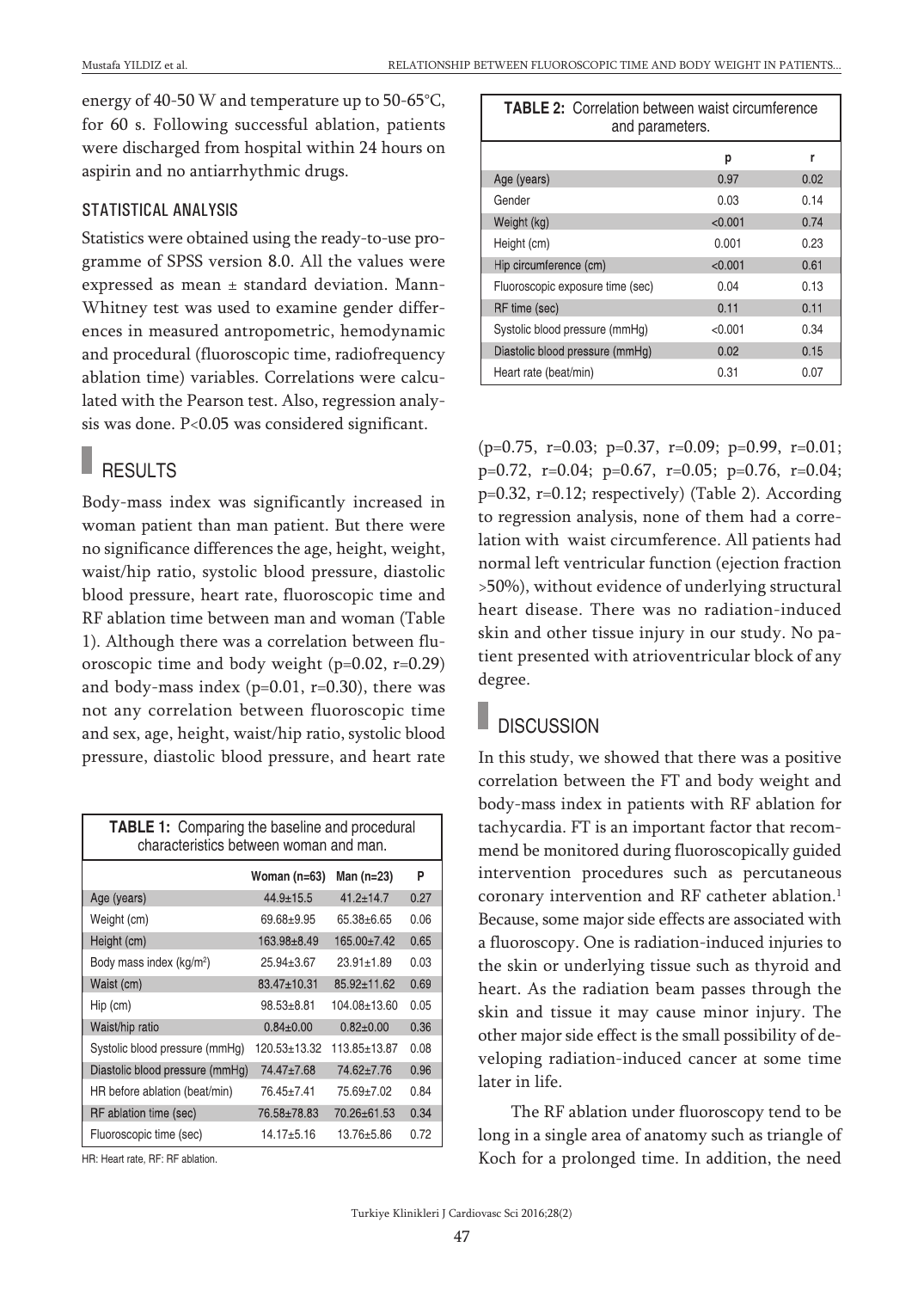energy of 40-50 W and temperature up to 50-65°C, for 60 s. Following successful ablation, patients were discharged from hospital within 24 hours on aspirin and no antiarrhythmic drugs.

### STATISTICAL ANALYSIS

Statistics were obtained using the ready-to-use programme of SPSS version 8.0. All the values were expressed as mean ± standard deviation. Mann-Whitney test was used to examine gender differences in measured antropometric, hemodynamic and procedural (fluoroscopic time, radiofrequency ablation time) variables. Correlations were calculated with the Pearson test. Also, regression analysis was done. P<0.05 was considered significant.

## RESULTS

Body-mass index was significantly increased in woman patient than man patient. But there were no significance differences the age, height, weight, waist/hip ratio, systolic blood pressure, diastolic blood pressure, heart rate, fluoroscopic time and RF ablation time between man and woman (Table 1). Although there was a correlation between fluoroscopic time and body weight (p=0.02, r=0.29) and body-mass index (p=0.01, r=0.30), there was not any correlation between fluoroscopic time and sex, age, height, waist/hip ratio, systolic blood pressure, diastolic blood pressure, and heart rate (p=0.75, r=0.03; p=0.37, r=0.09; p=0.99, r=0.01; p=0.72, r=0.04; p=0.67, r=0.05; p=0.76, r=0.04; p=0.32, r=0.12; respectively) (Table 2). According to regression analysis, none of them had a correlation with waist circumference. All patients had normal left ventricular function (ejection fraction >50%), without evidence of underlying structural heart disease. There was no radiation-induced skin and other tissue injury in our study. No patient presented with atrioventricular block of any degree.

**TABLE 1:** Comparing the baseline and procedural characteristics between woman and man.

| | Woman (n=63) | Man (n=23) | P |
|---|---|---|---|
| Age (years) | 44.9±15.5 | 41.2±14.7 | 0.27 |
| Weight (cm) | 69.68±9.95 | 65.38±6.65 | 0.06 |
| Height (cm) | 163.98±8.49 | 165.00±7.42 | 0.65 |
| Body mass index (kg/m²) | 25.94±3.67 | 23.91±1.89 | 0.03 |
| Waist (cm) | 83.47±10.31 | 85.92±11.62 | 0.69 |
| Hip (cm) | 98.53±8.81 | 104.08±13.60 | 0.05 |
| Waist/hip ratio | 0.84±0.00 | 0.82±0.00 | 0.36 |
| Systolic blood pressure (mmHg) | 120.53±13.32 | 113.85±13.87 | 0.08 |
| Diastolic blood pressure (mmHg) | 74.47±7.68 | 74.62±7.76 | 0.96 |
| HR before ablation (beat/min) | 76.45±7.41 | 75.69±7.02 | 0.84 |
| RF ablation time (sec) | 76.58±78.83 | 70.26±61.53 | 0.34 |
| Fluoroscopic time (sec) | 14.17±5.16 | 13.76±5.86 | 0.72 |

HR: Heart rate, RF: RF ablation.

**TABLE 2:** Correlation between waist circumference and parameters.

| | p | r |
|---|---|---|
| Age (years) | 0.97 | 0.02 |
| Gender | 0.03 | 0.14 |
| Weight (kg) | <0.001 | 0.74 |
| Height (cm) | 0.001 | 0.23 |
| Hip circumference (cm) | <0.001 | 0.61 |
| Fluoroscopic exposure time (sec) | 0.04 | 0.13 |
| RF time (sec) | 0.11 | 0.11 |
| Systolic blood pressure (mmHg) | <0.001 | 0.34 |
| Diastolic blood pressure (mmHg) | 0.02 | 0.15 |
| Heart rate (beat/min) | 0.31 | 0.07 |

## DISCUSSION

In this study, we showed that there was a positive correlation between the FT and body weight and body-mass index in patients with RF ablation for tachycardia. FT is an important factor that recommend be monitored during fluoroscopically guided intervention procedures such as percutaneous coronary intervention and RF catheter ablation.[1] Because, some major side effects are associated with a fluoroscopy. One is radiation-induced injuries to the skin or underlying tissue such as thyroid and heart. As the radiation beam passes through the skin and tissue it may cause minor injury. The other major side effect is the small possibility of developing radiation-induced cancer at some time later in life.

The RF ablation under fluoroscopy tend to be long in a single area of anatomy such as triangle of Koch for a prolonged time. In addition, the need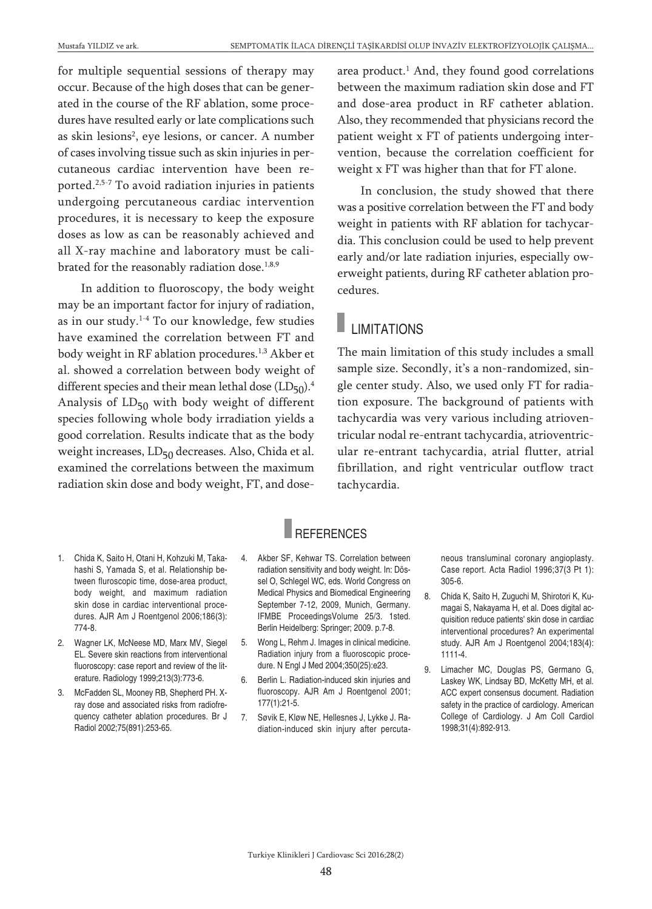for multiple sequential sessions of therapy may occur. Because of the high doses that can be generated in the course of the RF ablation, some procedures have resulted early or late complications such as skin lesions[2], eye lesions, or cancer. A number of cases involving tissue such as skin injuries in percutaneous cardiac intervention have been reported.[2,5-7] To avoid radiation injuries in patients undergoing percutaneous cardiac intervention procedures, it is necessary to keep the exposure doses as low as can be reasonably achieved and all X-ray machine and laboratory must be calibrated for the reasonably radiation dose.[1,8,9]

In addition to fluoroscopy, the body weight may be an important factor for injury of radiation, as in our study.[1-4] To our knowledge, few studies have examined the correlation between FT and body weight in RF ablation procedures.[1,3] Akber et al. showed a correlation between body weight of different species and their mean lethal dose ($LD_{50}$).[4] Analysis of $LD_{50}$ with body weight of different species following whole body irradiation yields a good correlation. Results indicate that as the body weight increases, $LD_{50}$ decreases. Also, Chida et al. examined the correlations between the maximum radiation skin dose and body weight, FT, and dose-area product.[1] And, they found good correlations between the maximum radiation skin dose and FT and dose-area product in RF catheter ablation. Also, they recommended that physicians record the patient weight x FT of patients undergoing intervention, because the correlation coefficient for weight x FT was higher than that for FT alone.

In conclusion, the study showed that there was a positive correlation between the FT and body weight in patients with RF ablation for tachycardia. This conclusion could be used to help prevent early and/or late radiation injuries, especially owerweight patients, during RF catheter ablation procedures.

## LIMITATIONS

The main limitation of this study includes a small sample size. Secondly, it's a non-randomized, single center study. Also, we used only FT for radiation exposure. The background of patients with tachycardia was very various including atrioventricular nodal re-entrant tachycardia, atrioventricular re-entrant tachycardia, atrial flutter, atrial fibrillation, and right ventricular outflow tract tachycardia.

## REFERENCES

1. Chida K, Saito H, Otani H, Kohzuki M, Takahashi S, Yamada S, et al. Relationship between fluroscopic time, dose-area product, body weight, and maximum radiation skin dose in cardiac interventional procedures. AJR Am J Roentgenol 2006;186(3): 774-8.
2. Wagner LK, McNeese MD, Marx MV, Siegel EL. Severe skin reactions from interventional fluoroscopy: case report and review of the literature. Radiology 1999;213(3):773-6.
3. McFadden SL, Mooney RB, Shepherd PH. X-ray dose and associated risks from radiofrequency catheter ablation procedures. Br J Radiol 2002;75(891):253-65.
4. Akber SF, Kehwar TS. Correlation between radiation sensitivity and body weight. In: Dössel O, Schlegel WC, eds. World Congress on Medical Physics and Biomedical Engineering September 7-12, 2009, Munich, Germany. IFMBE ProceedingsVolume 25/3. 1sted. Berlin Heidelberg: Springer; 2009. p.7-8.
5. Wong L, Rehm J. Images in clinical medicine. Radiation injury from a fluoroscopic procedure. N Engl J Med 2004;350(25):e23.
6. Berlin L. Radiation-induced skin injuries and fluoroscopy. AJR Am J Roentgenol 2001; 177(1):21-5.
7. Søvik E, Kløw NE, Hellesnes J, Lykke J. Radiation-induced skin injury after percutaneous transluminal coronary angioplasty. Case report. Acta Radiol 1996;37(3 Pt 1): 305-6.
8. Chida K, Saito H, Zuguchi M, Shirotori K, Kumagai S, Nakayama H, et al. Does digital acquisition reduce patients' skin dose in cardiac interventional procedures? An experimental study. AJR Am J Roentgenol 2004;183(4): 1111-4.
9. Limacher MC, Douglas PS, Germano G, Laskey WK, Lindsay BD, McKetty MH, et al. ACC expert consensus document. Radiation safety in the practice of cardiology. American College of Cardiology. J Am Coll Cardiol 1998;31(4):892-913.